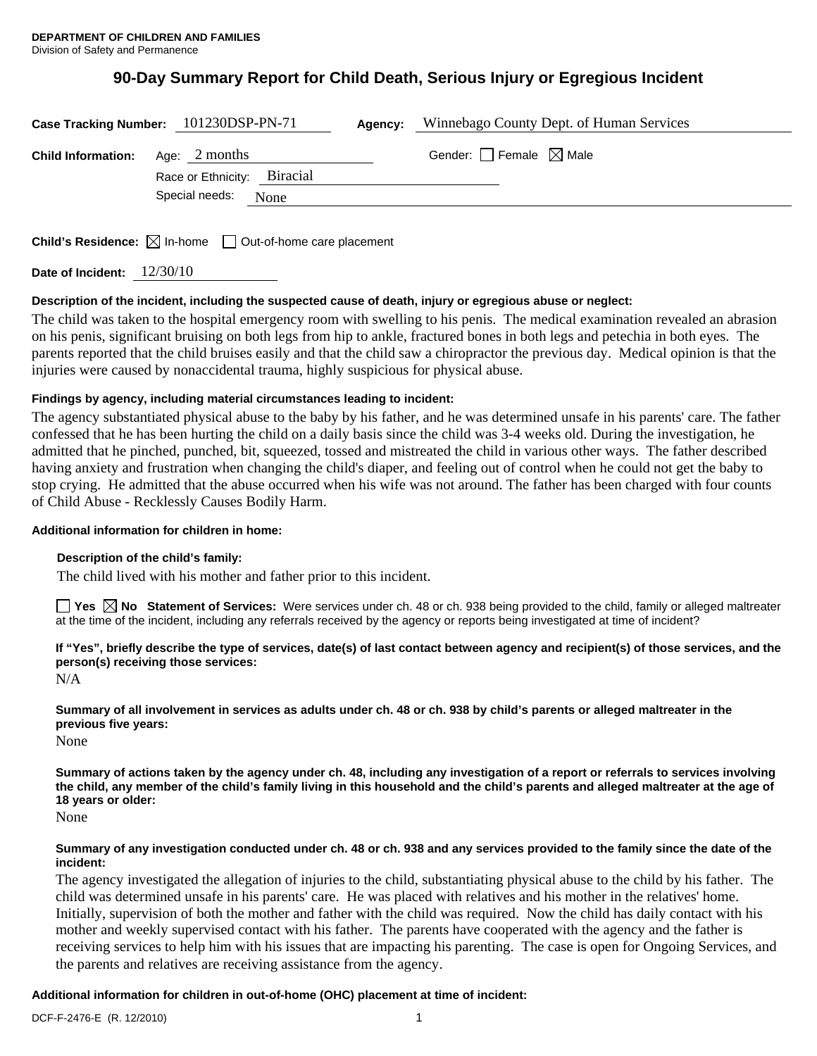**DEPARTMENT OF CHILDREN AND FAMILIES**
Division of Safety and Permanence

# 90-Day Summary Report for Child Death, Serious Injury or Egregious Incident

**Case Tracking Number:** 101230DSP-PN-71 **Agency:** Winnebago County Dept. of Human Services

**Child Information:** Age: 2 months Gender: ☐ Female ☒ Male

Race or Ethnicity: Biracial

Special needs: None

**Child's Residence:** ☒ In-home ☐ Out-of-home care placement

**Date of Incident:** 12/30/10

**Description of the incident, including the suspected cause of death, injury or egregious abuse or neglect:**

The child was taken to the hospital emergency room with swelling to his penis. The medical examination revealed an abrasion on his penis, significant bruising on both legs from hip to ankle, fractured bones in both legs and petechia in both eyes. The parents reported that the child bruises easily and that the child saw a chiropractor the previous day. Medical opinion is that the injuries were caused by nonaccidental trauma, highly suspicious for physical abuse.

**Findings by agency, including material circumstances leading to incident:**

The agency substantiated physical abuse to the baby by his father, and he was determined unsafe in his parents' care. The father confessed that he has been hurting the child on a daily basis since the child was 3-4 weeks old. During the investigation, he admitted that he pinched, punched, bit, squeezed, tossed and mistreated the child in various other ways. The father described having anxiety and frustration when changing the child's diaper, and feeling out of control when he could not get the baby to stop crying. He admitted that the abuse occurred when his wife was not around. The father has been charged with four counts of Child Abuse - Recklessly Causes Bodily Harm.

**Additional information for children in home:**

**Description of the child's family:**

The child lived with his mother and father prior to this incident.

☐ **Yes** ☒ **No Statement of Services:** Were services under ch. 48 or ch. 938 being provided to the child, family or alleged maltreater at the time of the incident, including any referrals received by the agency or reports being investigated at time of incident?

**If "Yes", briefly describe the type of services, date(s) of last contact between agency and recipient(s) of those services, and the person(s) receiving those services:**

N/A

**Summary of all involvement in services as adults under ch. 48 or ch. 938 by child's parents or alleged maltreater in the previous five years:**

None

**Summary of actions taken by the agency under ch. 48, including any investigation of a report or referrals to services involving the child, any member of the child's family living in this household and the child's parents and alleged maltreater at the age of 18 years or older:**

None

**Summary of any investigation conducted under ch. 48 or ch. 938 and any services provided to the family since the date of the incident:**

The agency investigated the allegation of injuries to the child, substantiating physical abuse to the child by his father. The child was determined unsafe in his parents' care. He was placed with relatives and his mother in the relatives' home. Initially, supervision of both the mother and father with the child was required. Now the child has daily contact with his mother and weekly supervised contact with his father. The parents have cooperated with the agency and the father is receiving services to help him with his issues that are impacting his parenting. The case is open for Ongoing Services, and the parents and relatives are receiving assistance from the agency.

**Additional information for children in out-of-home (OHC) placement at time of incident:**

DCF-F-2476-E (R. 12/2010)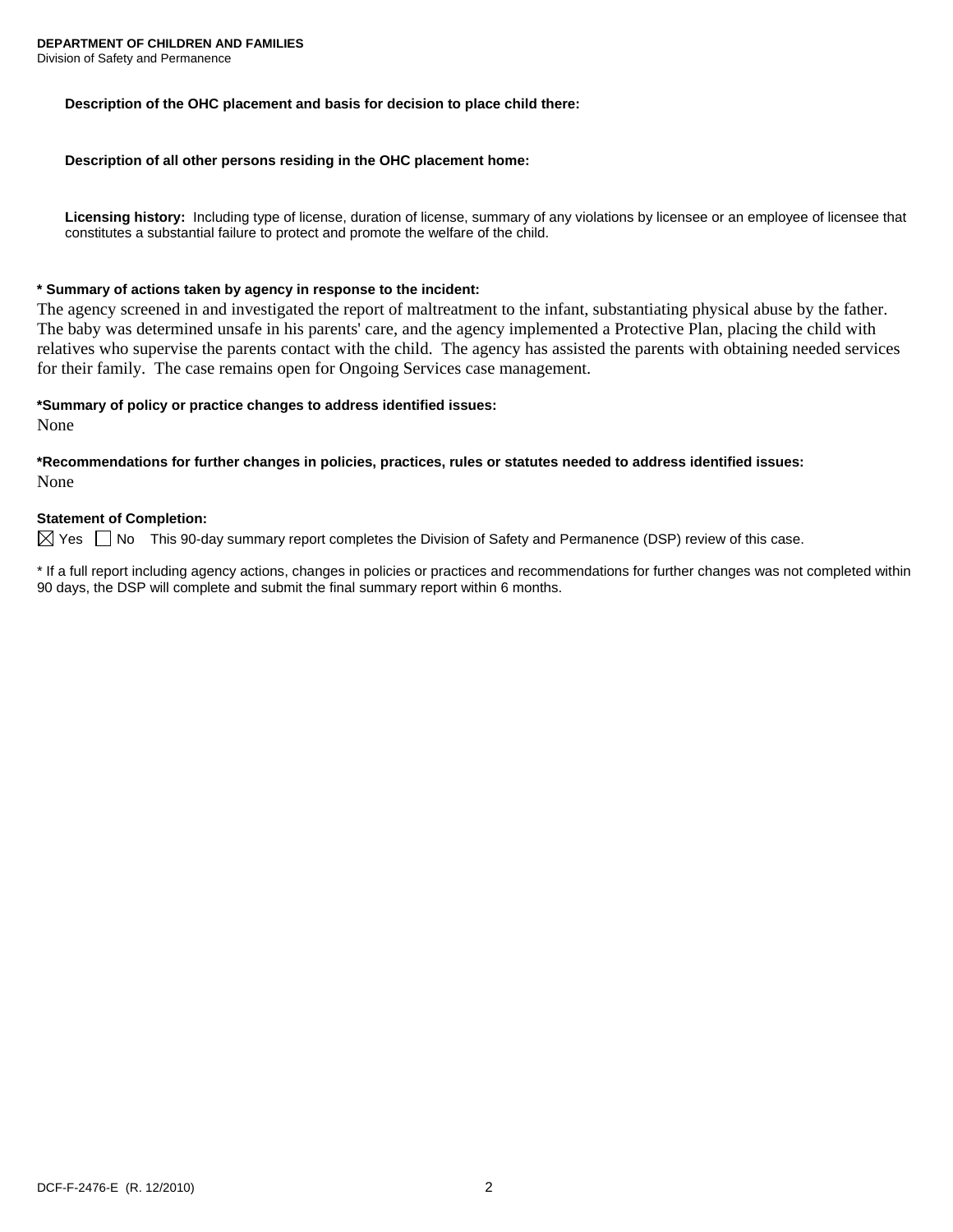**Description of the OHC placement and basis for decision to place child there:**

**Description of all other persons residing in the OHC placement home:**

**Licensing history:** Including type of license, duration of license, summary of any violations by licensee or an employee of licensee that constitutes a substantial failure to protect and promote the welfare of the child.

**\* Summary of actions taken by agency in response to the incident:**

The agency screened in and investigated the report of maltreatment to the infant, substantiating physical abuse by the father. The baby was determined unsafe in his parents' care, and the agency implemented a Protective Plan, placing the child with relatives who supervise the parents contact with the child. The agency has assisted the parents with obtaining needed services for their family. The case remains open for Ongoing Services case management.

**\*Summary of policy or practice changes to address identified issues:**

None

**\*Recommendations for further changes in policies, practices, rules or statutes needed to address identified issues:**

None

**Statement of Completion:**

☒ Yes ☐ No This 90-day summary report completes the Division of Safety and Permanence (DSP) review of this case.

\* If a full report including agency actions, changes in policies or practices and recommendations for further changes was not completed within 90 days, the DSP will complete and submit the final summary report within 6 months.

DCF-F-2476-E (R. 12/2010)